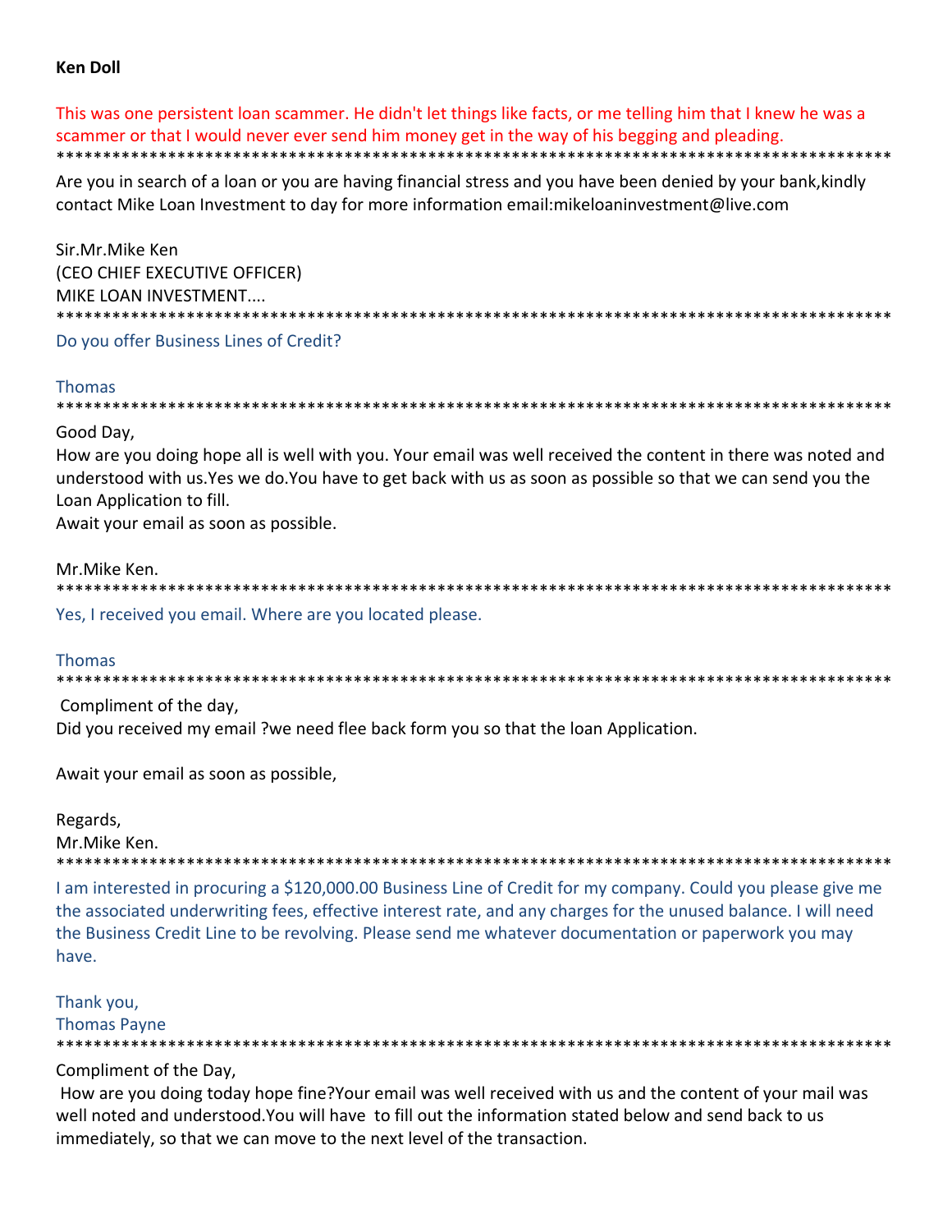**Ken Doll**

This was one persistent loan scammer. He didn't let things like facts, or me telling him that I knew he was a scammer or that I would never ever send him money get in the way of his begging and pleading.

*******************************************************************************************

Are you in search of a loan or you are having financial stress and you have been denied by your bank,kindly contact Mike Loan Investment to day for more information email:mikeloaninvestment@live.com

Sir.Mr.Mike Ken
(CEO CHIEF EXECUTIVE OFFICER)
MIKE LOAN INVESTMENT....

*******************************************************************************************

Do you offer Business Lines of Credit?

Thomas

*******************************************************************************************

Good Day,
How are you doing hope all is well with you. Your email was well received the content in there was noted and understood with us.Yes we do.You have to get back with us as soon as possible so that we can send you the Loan Application to fill.
Await your email as soon as possible.

Mr.Mike Ken.

*******************************************************************************************

Yes, I received you email. Where are you located please.

Thomas

*******************************************************************************************

Compliment of the day,
Did you received my email ?we need flee back form you so that the loan Application.

Await your email as soon as possible,

Regards,
Mr.Mike Ken.

*******************************************************************************************

I am interested in procuring a $120,000.00 Business Line of Credit for my company. Could you please give me the associated underwriting fees, effective interest rate, and any charges for the unused balance. I will need the Business Credit Line to be revolving. Please send me whatever documentation or paperwork you may have.

Thank you,
Thomas Payne

*******************************************************************************************

Compliment of the Day,
How are you doing today hope fine?Your email was well received with us and the content of your mail was well noted and understood.You will have to fill out the information stated below and send back to us immediately, so that we can move to the next level of the transaction.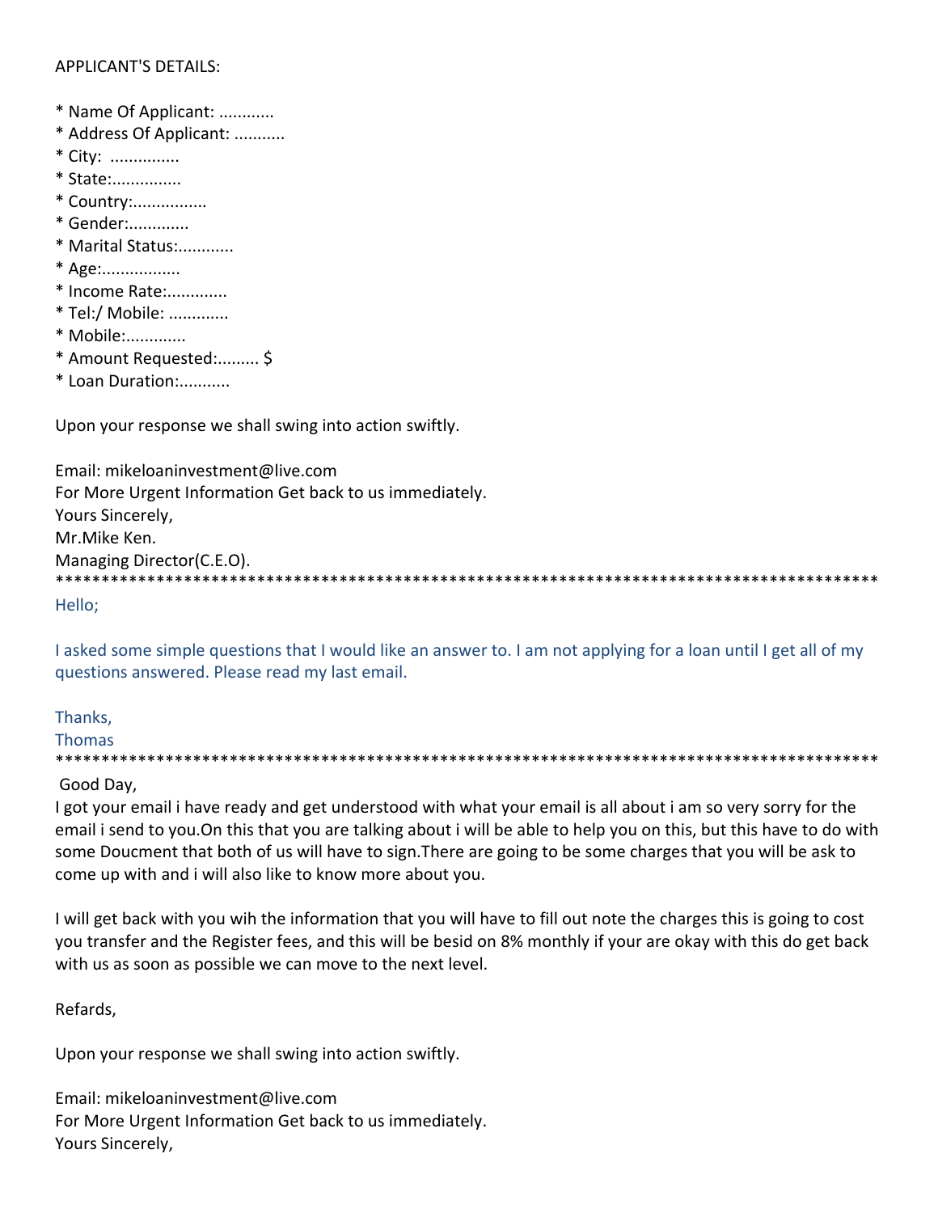APPLICANT'S DETAILS:

* Name Of Applicant: ............
* Address Of Applicant: ...........
* City:  ...............
* State:...............
* Country:................
* Gender:.............
* Marital Status:............
* Age:.................
* Income Rate:.............
* Tel:/ Mobile: .............
* Mobile:.............
* Amount Requested:......... $
* Loan Duration:...........

Upon your response we shall swing into action swiftly.

Email: mikeloaninvestment@live.com
For More Urgent Information Get back to us immediately.
Yours Sincerely,
Mr.Mike Ken.
Managing Director(C.E.O).

*********************************************************************************************

Hello;

I asked some simple questions that I would like an answer to. I am not applying for a loan until I get all of my questions answered. Please read my last email.

Thanks,
Thomas

*********************************************************************************************

Good Day,
I got your email i have ready and get understood with what your email is all about i am so very sorry for the email i send to you.On this that you are talking about i will be able to help you on this, but this have to do with some Doucment that both of us will have to sign.There are going to be some charges that you will be ask to come up with and i will also like to know more about you.

I will get back with you wih the information that you will have to fill out note the charges this is going to cost you transfer and the Register fees, and this will be besid on 8% monthly if your are okay with this do get back with us as soon as possible we can move to the next level.

Refards,

Upon your response we shall swing into action swiftly.

Email: mikeloaninvestment@live.com
For More Urgent Information Get back to us immediately.
Yours Sincerely,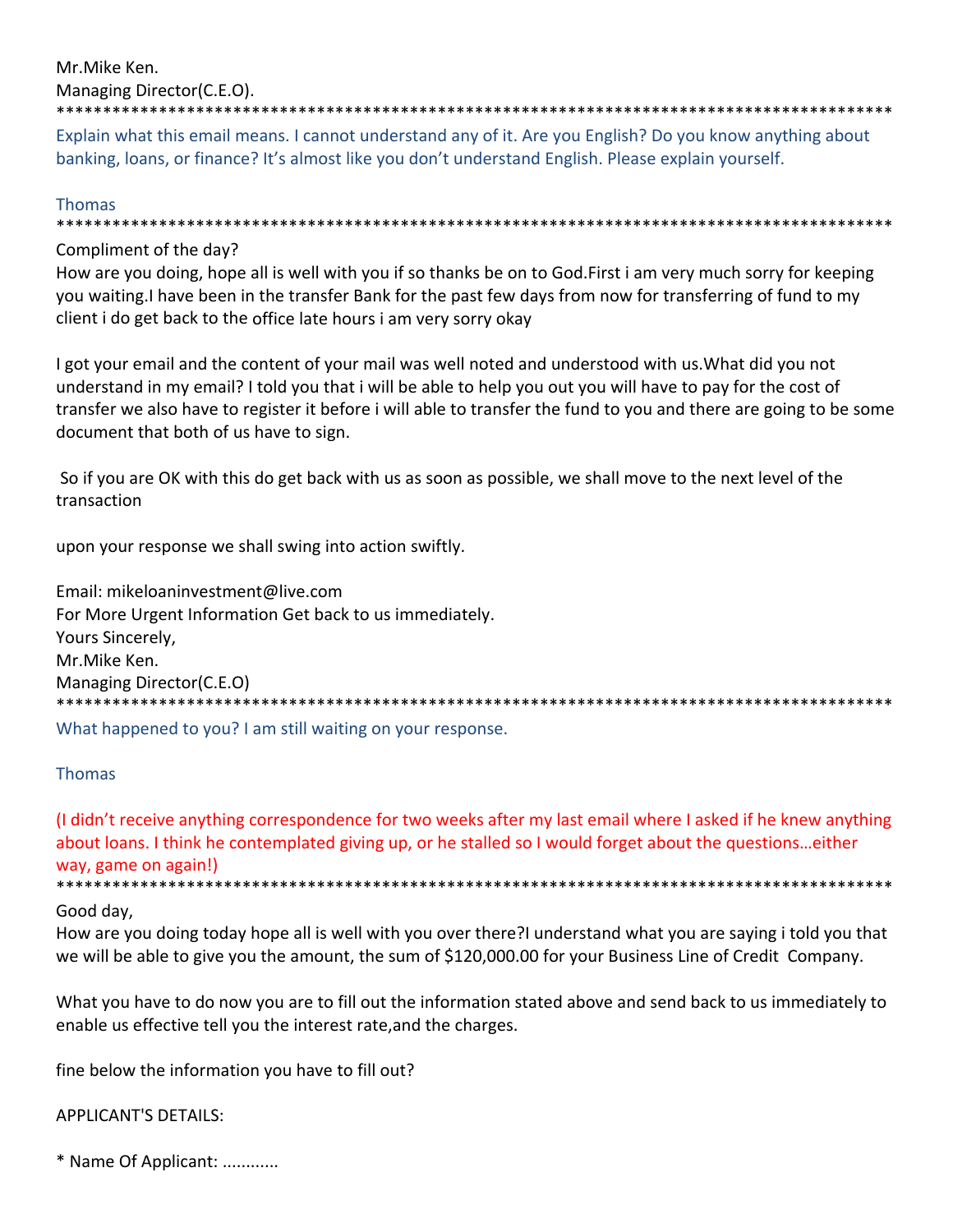Mr.Mike Ken.
Managing Director(C.E.O).
*******************************************************************************************

Explain what this email means. I cannot understand any of it. Are you English? Do you know anything about banking, loans, or finance? It's almost like you don't understand English. Please explain yourself.

Thomas
*******************************************************************************************

Compliment of the day?
How are you doing, hope all is well with you if so thanks be on to God.First i am very much sorry for keeping you waiting.I have been in the transfer Bank for the past few days from now for transferring of fund to my client i do get back to the office late hours i am very sorry okay

I got your email and the content of your mail was well noted and understood with us.What did you not understand in my email? I told you that i will be able to help you out you will have to pay for the cost of transfer we also have to register it before i will able to transfer the fund to you and there are going to be some document that both of us have to sign.

So if you are OK with this do get back with us as soon as possible, we shall move to the next level of the transaction

upon your response we shall swing into action swiftly.

Email: mikeloaninvestment@live.com
For More Urgent Information Get back to us immediately.
Yours Sincerely,
Mr.Mike Ken.
Managing Director(C.E.O)
*******************************************************************************************

What happened to you? I am still waiting on your response.

Thomas

(I didn't receive anything correspondence for two weeks after my last email where I asked if he knew anything about loans. I think he contemplated giving up, or he stalled so I would forget about the questions…either way, game on again!)
*******************************************************************************************

Good day,
How are you doing today hope all is well with you over there?I understand what you are saying i told you that we will be able to give you the amount, the sum of $120,000.00 for your Business Line of Credit Company.

What you have to do now you are to fill out the information stated above and send back to us immediately to enable us effective tell you the interest rate,and the charges.

fine below the information you have to fill out?

APPLICANT'S DETAILS:

* Name Of Applicant: ............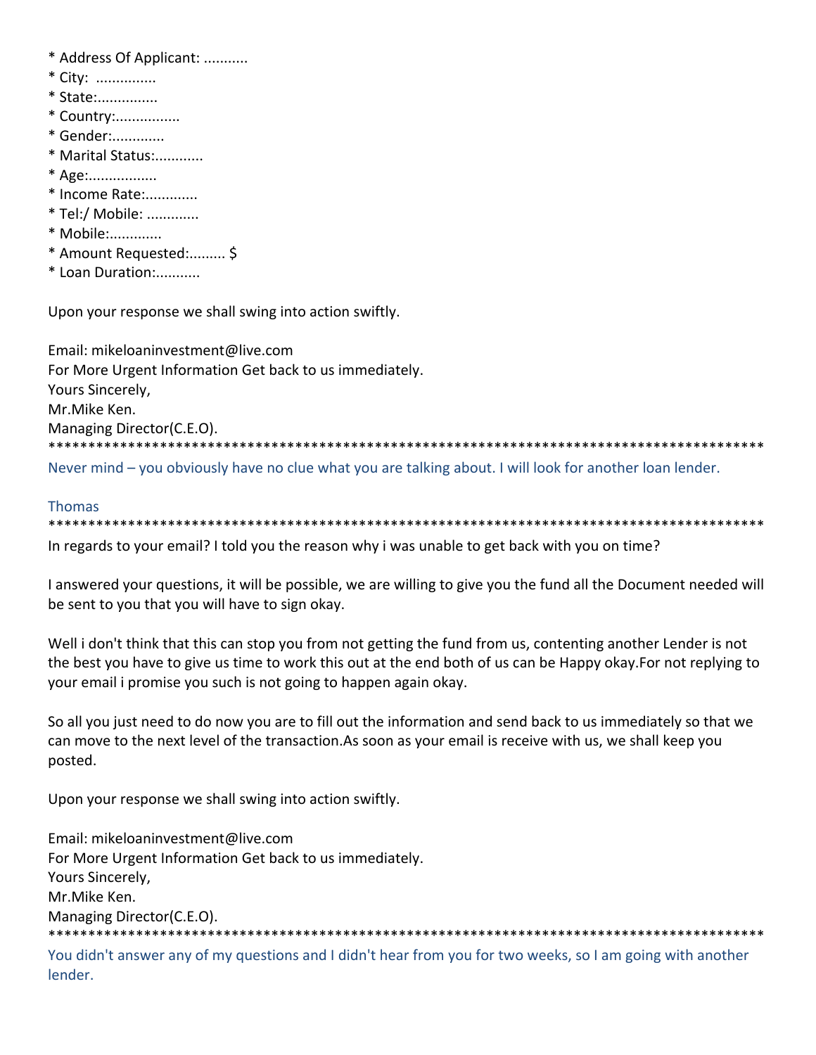* Address Of Applicant: ...........
* City:  ...............
* State:...............
* Country:................
* Gender:.............
* Marital Status:............
* Age:.................
* Income Rate:.............
* Tel:/ Mobile: .............
* Mobile:.............
* Amount Requested:......... $
* Loan Duration:...........

Upon your response we shall swing into action swiftly.

Email: mikeloaninvestment@live.com
For More Urgent Information Get back to us immediately.
Yours Sincerely,
Mr.Mike Ken.
Managing Director(C.E.O).
***********************************************************************************************

Never mind – you obviously have no clue what you are talking about. I will look for another loan lender.

Thomas

***********************************************************************************************

In regards to your email? I told you the reason why i was unable to get back with you on time?

I answered your questions, it will be possible, we are willing to give you the fund all the Document needed will be sent to you that you will have to sign okay.

Well i don't think that this can stop you from not getting the fund from us, contenting another Lender is not the best you have to give us time to work this out at the end both of us can be Happy okay.For not replying to your email i promise you such is not going to happen again okay.

So all you just need to do now you are to fill out the information and send back to us immediately so that we can move to the next level of the transaction.As soon as your email is receive with us, we shall keep you posted.

Upon your response we shall swing into action swiftly.

Email: mikeloaninvestment@live.com
For More Urgent Information Get back to us immediately.
Yours Sincerely,
Mr.Mike Ken.
Managing Director(C.E.O).
***********************************************************************************************

You didn't answer any of my questions and I didn't hear from you for two weeks, so I am going with another lender.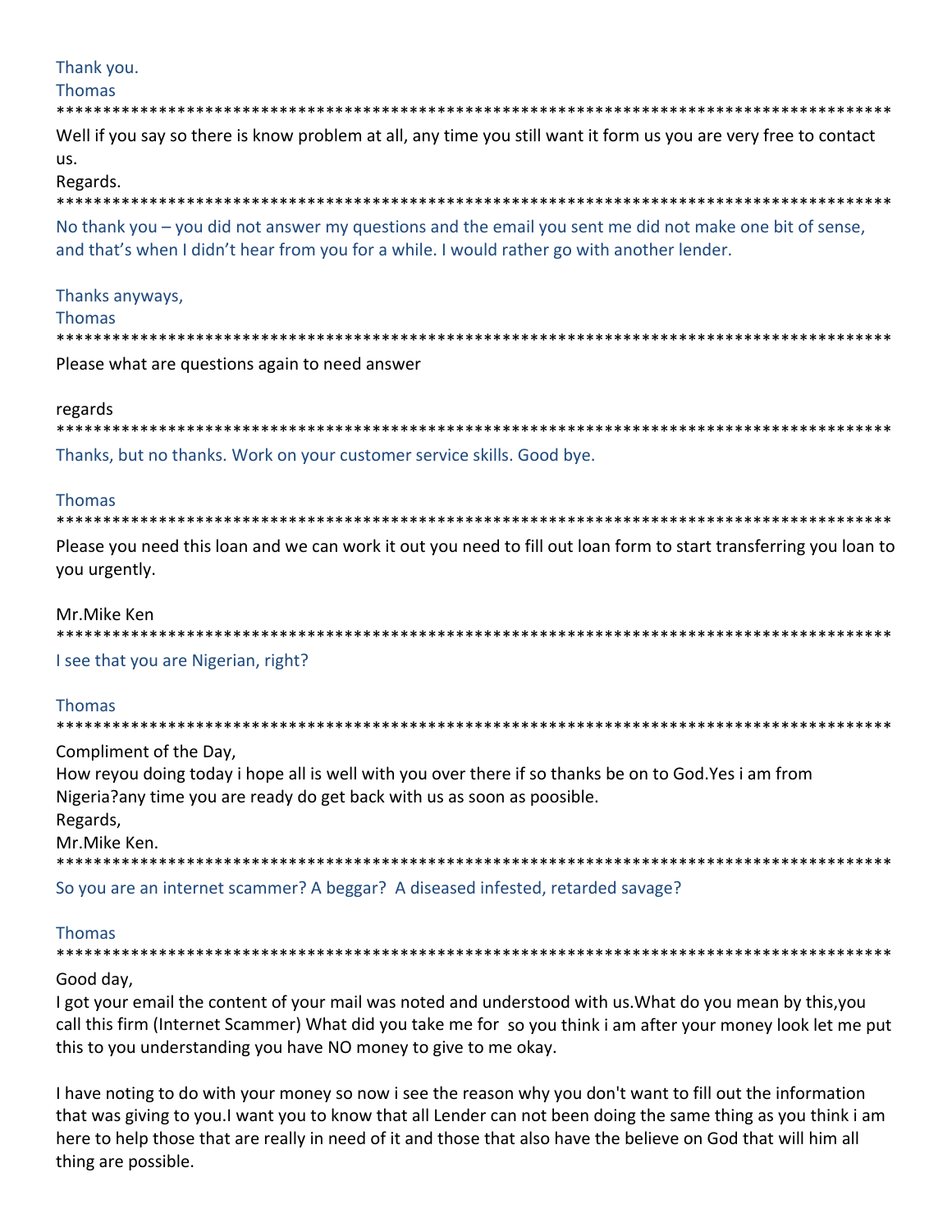Thank you.
Thomas
*******************************************************************************************
Well if you say so there is know problem at all, any time you still want it form us you are very free to contact us.
Regards.
*******************************************************************************************
No thank you – you did not answer my questions and the email you sent me did not make one bit of sense, and that's when I didn't hear from you for a while. I would rather go with another lender.

Thanks anyways,
Thomas
*******************************************************************************************
Please what are questions again to need answer

regards
*******************************************************************************************
Thanks, but no thanks. Work on your customer service skills. Good bye.

Thomas
*******************************************************************************************
Please you need this loan and we can work it out you need to fill out loan form to start transferring you loan to you urgently.

Mr.Mike Ken
*******************************************************************************************
I see that you are Nigerian, right?

Thomas
*******************************************************************************************
Compliment of the Day,
How reyou doing today i hope all is well with you over there if so thanks be on to God.Yes i am from Nigeria?any time you are ready do get back with us as soon as poosible.
Regards,
Mr.Mike Ken.
*******************************************************************************************
So you are an internet scammer? A beggar? A diseased infested, retarded savage?

Thomas
*******************************************************************************************
Good day,
I got your email the content of your mail was noted and understood with us.What do you mean by this,you call this firm (Internet Scammer) What did you take me for so you think i am after your money look let me put this to you understanding you have NO money to give to me okay.

I have noting to do with your money so now i see the reason why you don't want to fill out the information that was giving to you.I want you to know that all Lender can not been doing the same thing as you think i am here to help those that are really in need of it and those that also have the believe on God that will him all thing are possible.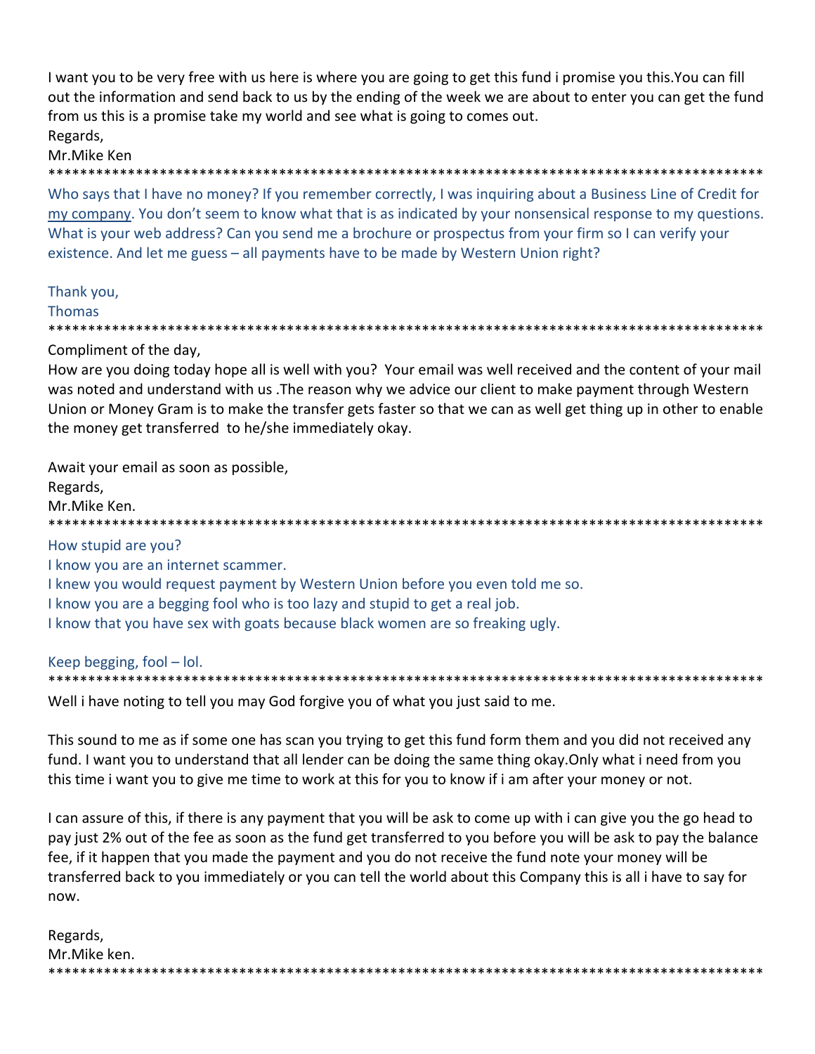I want you to be very free with us here is where you are going to get this fund i promise you this.You can fill out the information and send back to us by the ending of the week we are about to enter you can get the fund from us this is a promise take my world and see what is going to comes out.
Regards,
Mr.Mike Ken

*******************************************************************************************

Who says that I have no money? If you remember correctly, I was inquiring about a Business Line of Credit for my company. You don't seem to know what that is as indicated by your nonsensical response to my questions. What is your web address? Can you send me a brochure or prospectus from your firm so I can verify your existence. And let me guess – all payments have to be made by Western Union right?

Thank you,
Thomas

*******************************************************************************************

Compliment of the day,
How are you doing today hope all is well with you? Your email was well received and the content of your mail was noted and understand with us .The reason why we advice our client to make payment through Western Union or Money Gram is to make the transfer gets faster so that we can as well get thing up in other to enable the money get transferred to he/she immediately okay.

Await your email as soon as possible,
Regards,
Mr.Mike Ken.

*******************************************************************************************

How stupid are you?
I know you are an internet scammer.
I knew you would request payment by Western Union before you even told me so.
I know you are a begging fool who is too lazy and stupid to get a real job.
I know that you have sex with goats because black women are so freaking ugly.

Keep begging, fool – lol.

*******************************************************************************************

Well i have noting to tell you may God forgive you of what you just said to me.

This sound to me as if some one has scan you trying to get this fund form them and you did not received any fund. I want you to understand that all lender can be doing the same thing okay.Only what i need from you this time i want you to give me time to work at this for you to know if i am after your money or not.

I can assure of this, if there is any payment that you will be ask to come up with i can give you the go head to pay just 2% out of the fee as soon as the fund get transferred to you before you will be ask to pay the balance fee, if it happen that you made the payment and you do not receive the fund note your money will be transferred back to you immediately or you can tell the world about this Company this is all i have to say for now.

Regards,
Mr.Mike ken.

*******************************************************************************************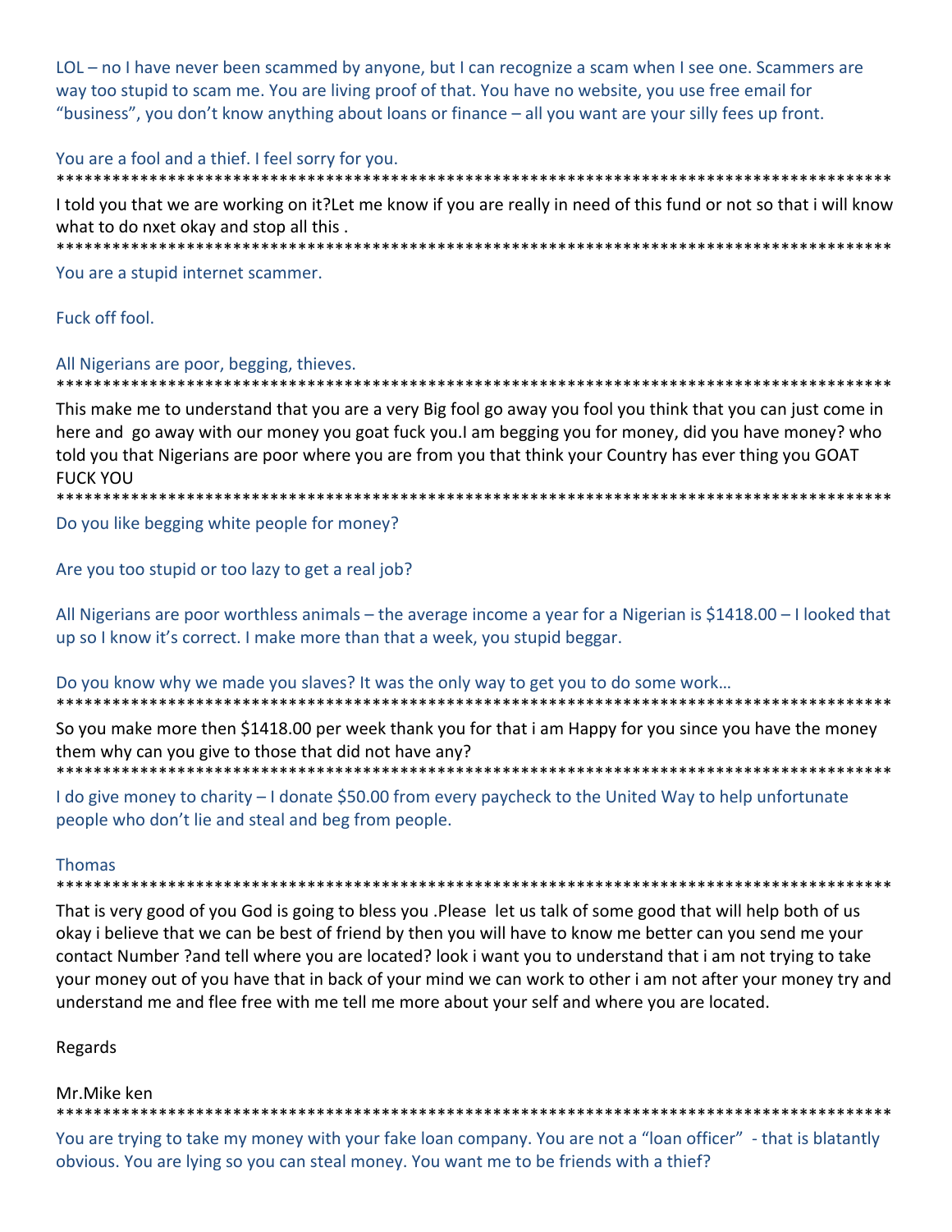LOL – no I have never been scammed by anyone, but I can recognize a scam when I see one. Scammers are way too stupid to scam me. You are living proof of that. You have no website, you use free email for "business", you don't know anything about loans or finance – all you want are your silly fees up front.

You are a fool and a thief. I feel sorry for you.

*******************************************************************************************

I told you that we are working on it?Let me know if you are really in need of this fund or not so that i will know what to do nxet okay and stop all this .

*******************************************************************************************

You are a stupid internet scammer.

Fuck off fool.

All Nigerians are poor, begging, thieves.

*******************************************************************************************

This make me to understand that you are a very Big fool go away you fool you think that you can just come in here and go away with our money you goat fuck you.I am begging you for money, did you have money? who told you that Nigerians are poor where you are from you that think your Country has ever thing you GOAT FUCK YOU

*******************************************************************************************

Do you like begging white people for money?

Are you too stupid or too lazy to get a real job?

All Nigerians are poor worthless animals – the average income a year for a Nigerian is $1418.00 – I looked that up so I know it's correct. I make more than that a week, you stupid beggar.

Do you know why we made you slaves? It was the only way to get you to do some work…

*******************************************************************************************

So you make more then $1418.00 per week thank you for that i am Happy for you since you have the money them why can you give to those that did not have any?

*******************************************************************************************

I do give money to charity – I donate $50.00 from every paycheck to the United Way to help unfortunate people who don't lie and steal and beg from people.

Thomas

*******************************************************************************************

That is very good of you God is going to bless you .Please let us talk of some good that will help both of us okay i believe that we can be best of friend by then you will have to know me better can you send me your contact Number ?and tell where you are located? look i want you to understand that i am not trying to take your money out of you have that in back of your mind we can work to other i am not after your money try and understand me and flee free with me tell me more about your self and where you are located.

Regards

Mr.Mike ken

*******************************************************************************************

You are trying to take my money with your fake loan company. You are not a "loan officer" - that is blatantly obvious. You are lying so you can steal money. You want me to be friends with a thief?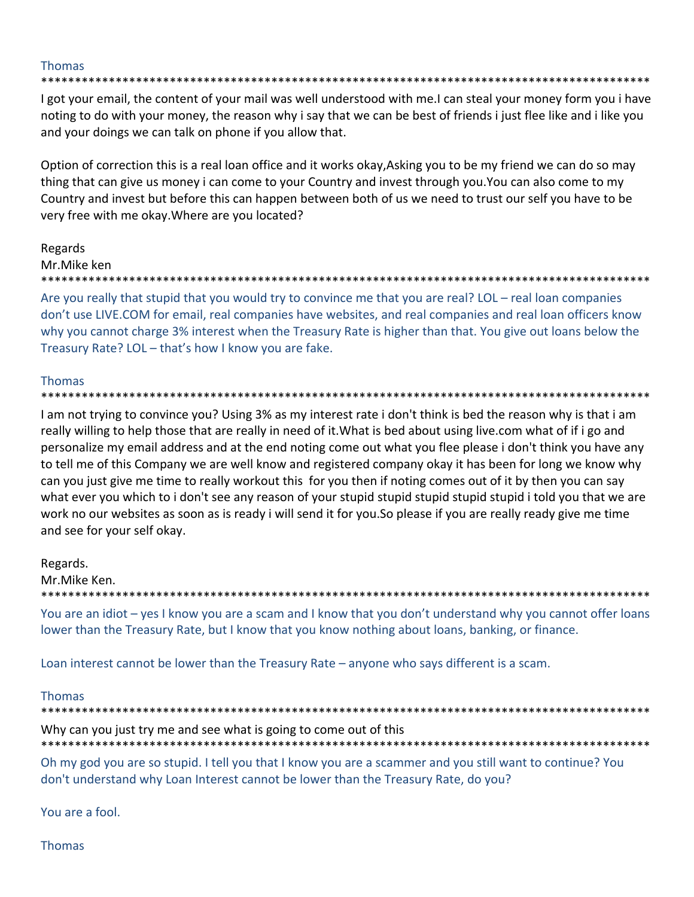Thomas

*********************************************************************************************

I got your email, the content of your mail was well understood with me.I can steal your money form you i have noting to do with your money, the reason why i say that we can be best of friends i just flee like and i like you and your doings we can talk on phone if you allow that.

Option of correction this is a real loan office and it works okay,Asking you to be my friend we can do so may thing that can give us money i can come to your Country and invest through you.You can also come to my Country and invest but before this can happen between both of us we need to trust our self you have to be very free with me okay.Where are you located?

Regards
Mr.Mike ken

*********************************************************************************************

Are you really that stupid that you would try to convince me that you are real? LOL – real loan companies don't use LIVE.COM for email, real companies have websites, and real companies and real loan officers know why you cannot charge 3% interest when the Treasury Rate is higher than that. You give out loans below the Treasury Rate? LOL – that's how I know you are fake.

Thomas

*********************************************************************************************

I am not trying to convince you? Using 3% as my interest rate i don't think is bed the reason why is that i am really willing to help those that are really in need of it.What is bed about using live.com what of if i go and personalize my email address and at the end noting come out what you flee please i don't think you have any to tell me of this Company we are well know and registered company okay it has been for long we know why can you just give me time to really workout this for you then if noting comes out of it by then you can say what ever you which to i don't see any reason of your stupid stupid stupid stupid stupid i told you that we are work no our websites as soon as is ready i will send it for you.So please if you are really ready give me time and see for your self okay.

Regards.
Mr.Mike Ken.

*********************************************************************************************

You are an idiot – yes I know you are a scam and I know that you don't understand why you cannot offer loans lower than the Treasury Rate, but I know that you know nothing about loans, banking, or finance.

Loan interest cannot be lower than the Treasury Rate – anyone who says different is a scam.

Thomas

*********************************************************************************************

Why can you just try me and see what is going to come out of this

*********************************************************************************************

Oh my god you are so stupid. I tell you that I know you are a scammer and you still want to continue? You don't understand why Loan Interest cannot be lower than the Treasury Rate, do you?

You are a fool.

Thomas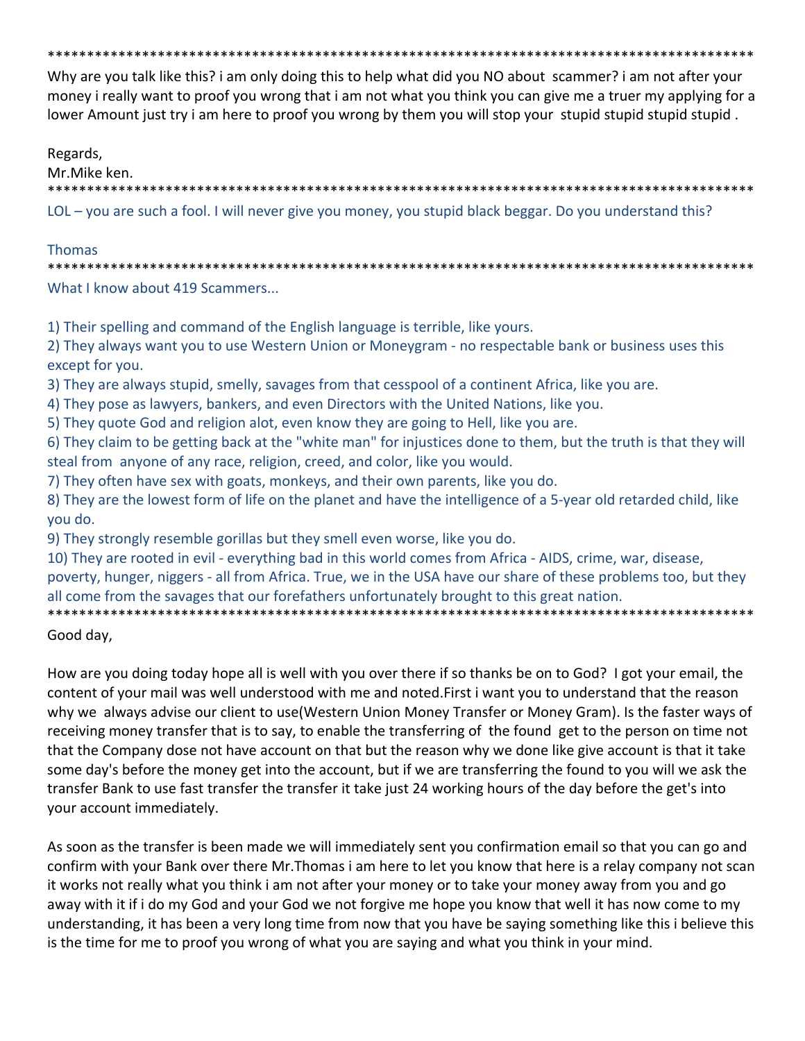*******************************************************************************************

Why are you talk like this? i am only doing this to help what did you NO about scammer? i am not after your money i really want to proof you wrong that i am not what you think you can give me a truer my applying for a lower Amount just try i am here to proof you wrong by them you will stop your stupid stupid stupid stupid .

Regards,
Mr.Mike ken.

*******************************************************************************************

LOL – you are such a fool. I will never give you money, you stupid black beggar. Do you understand this?

Thomas

*******************************************************************************************

What I know about 419 Scammers...

1) Their spelling and command of the English language is terrible, like yours.
2) They always want you to use Western Union or Moneygram - no respectable bank or business uses this except for you.
3) They are always stupid, smelly, savages from that cesspool of a continent Africa, like you are.
4) They pose as lawyers, bankers, and even Directors with the United Nations, like you.
5) They quote God and religion alot, even know they are going to Hell, like you are.
6) They claim to be getting back at the "white man" for injustices done to them, but the truth is that they will steal from anyone of any race, religion, creed, and color, like you would.
7) They often have sex with goats, monkeys, and their own parents, like you do.
8) They are the lowest form of life on the planet and have the intelligence of a 5-year old retarded child, like you do.
9) They strongly resemble gorillas but they smell even worse, like you do.
10) They are rooted in evil - everything bad in this world comes from Africa - AIDS, crime, war, disease, poverty, hunger, niggers - all from Africa. True, we in the USA have our share of these problems too, but they all come from the savages that our forefathers unfortunately brought to this great nation.

*******************************************************************************************

Good day,

How are you doing today hope all is well with you over there if so thanks be on to God? I got your email, the content of your mail was well understood with me and noted.First i want you to understand that the reason why we always advise our client to use(Western Union Money Transfer or Money Gram). Is the faster ways of receiving money transfer that is to say, to enable the transferring of the found get to the person on time not that the Company dose not have account on that but the reason why we done like give account is that it take some day's before the money get into the account, but if we are transferring the found to you will we ask the transfer Bank to use fast transfer the transfer it take just 24 working hours of the day before the get's into your account immediately.

As soon as the transfer is been made we will immediately sent you confirmation email so that you can go and confirm with your Bank over there Mr.Thomas i am here to let you know that here is a relay company not scan it works not really what you think i am not after your money or to take your money away from you and go away with it if i do my God and your God we not forgive me hope you know that well it has now come to my understanding, it has been a very long time from now that you have be saying something like this i believe this is the time for me to proof you wrong of what you are saying and what you think in your mind.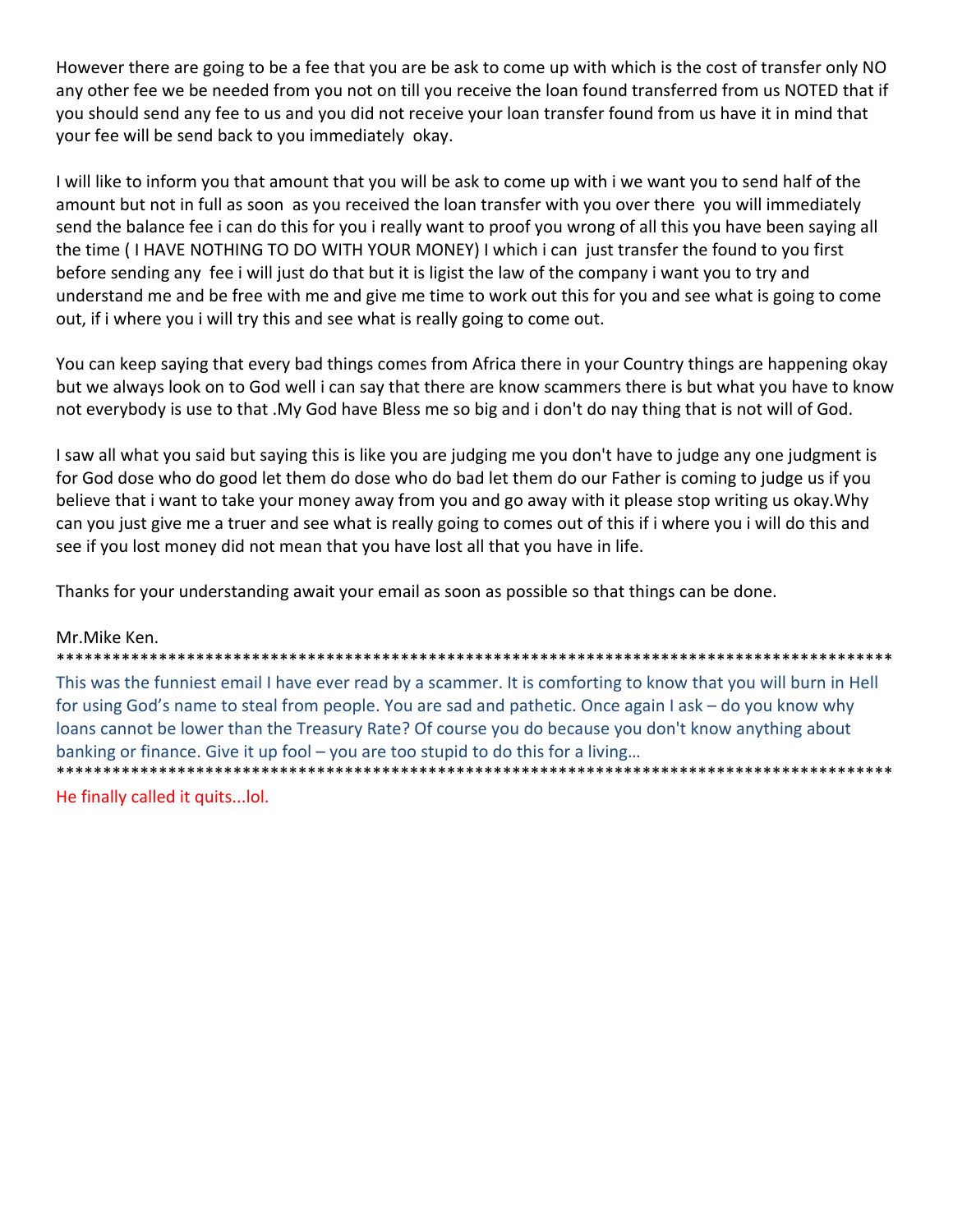However there are going to be a fee that you are be ask to come up with which is the cost of transfer only NO any other fee we be needed from you not on till you receive the loan found transferred from us NOTED that if you should send any fee to us and you did not receive your loan transfer found from us have it in mind that your fee will be send back to you immediately okay.

I will like to inform you that amount that you will be ask to come up with i we want you to send half of the amount but not in full as soon as you received the loan transfer with you over there you will immediately send the balance fee i can do this for you i really want to proof you wrong of all this you have been saying all the time ( I HAVE NOTHING TO DO WITH YOUR MONEY) I which i can just transfer the found to you first before sending any fee i will just do that but it is ligist the law of the company i want you to try and understand me and be free with me and give me time to work out this for you and see what is going to come out, if i where you i will try this and see what is really going to come out.

You can keep saying that every bad things comes from Africa there in your Country things are happening okay but we always look on to God well i can say that there are know scammers there is but what you have to know not everybody is use to that .My God have Bless me so big and i don't do nay thing that is not will of God.

I saw all what you said but saying this is like you are judging me you don't have to judge any one judgment is for God dose who do good let them do dose who do bad let them do our Father is coming to judge us if you believe that i want to take your money away from you and go away with it please stop writing us okay.Why can you just give me a truer and see what is really going to comes out of this if i where you i will do this and see if you lost money did not mean that you have lost all that you have in life.

Thanks for your understanding await your email as soon as possible so that things can be done.

Mr.Mike Ken.

*********************************************************************************************

This was the funniest email I have ever read by a scammer. It is comforting to know that you will burn in Hell for using God's name to steal from people. You are sad and pathetic. Once again I ask – do you know why loans cannot be lower than the Treasury Rate? Of course you do because you don't know anything about banking or finance. Give it up fool – you are too stupid to do this for a living…

*********************************************************************************************

He finally called it quits...lol.